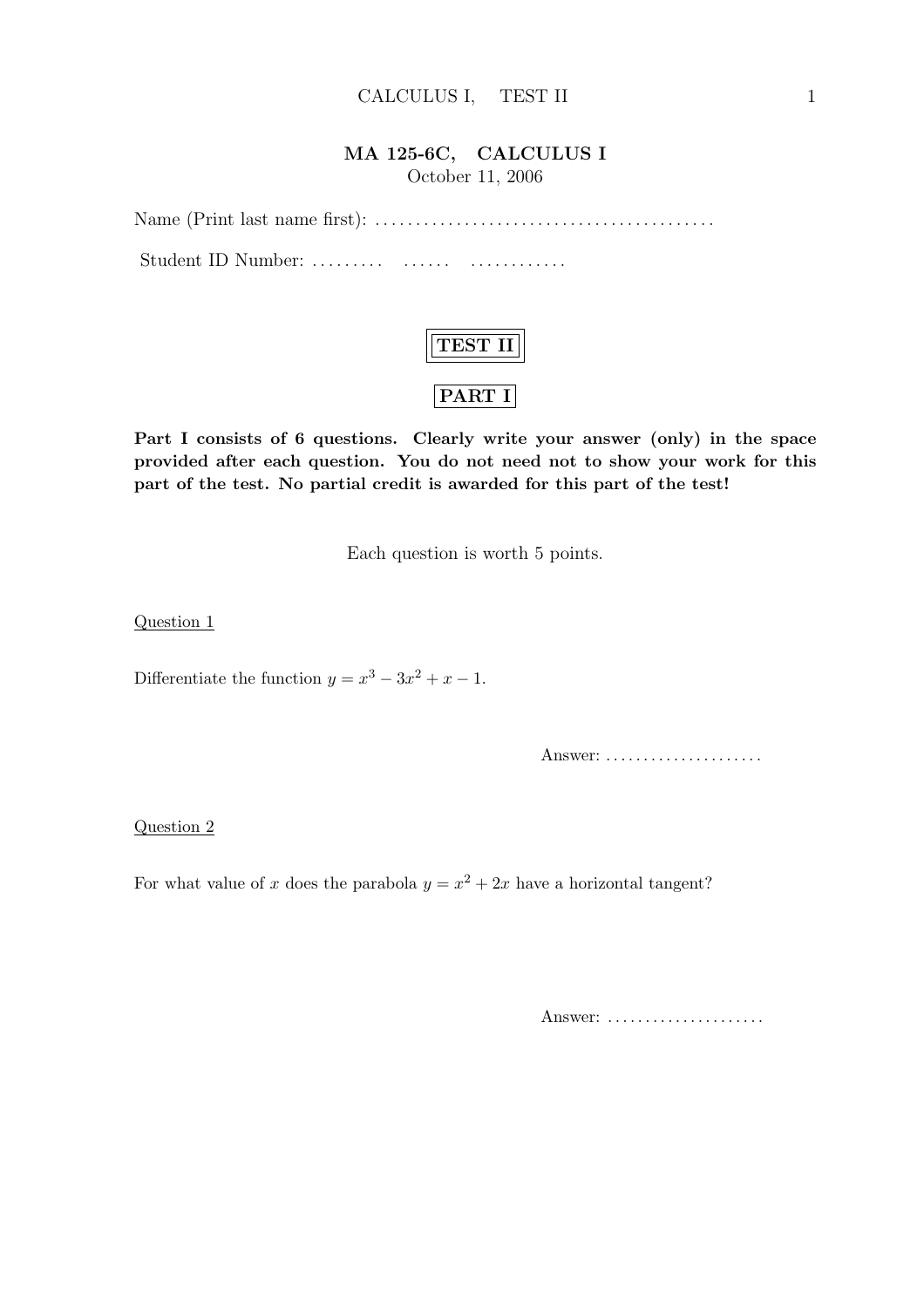## MA 125-6C, CALCULUS I

October 11, 2006

Name (Print last name first): .........................................

Student ID Number: ......... ...... ............

### TEST II

### PART I

**Part I consists of 6 questions. Clearly write your answer (only) in the space provided after each question. You do not need not to show your work for this part of the test. No partial credit is awarded for this part of the test!**

Each question is worth 5 points.

Question 1

Differentiate the function $y = x^3 - 3x^2 + x - 1$.

Answer: .....................

Question 2

For what value of $x$ does the parabola $y = x^2 + 2x$ have a horizontal tangent?

Answer: .....................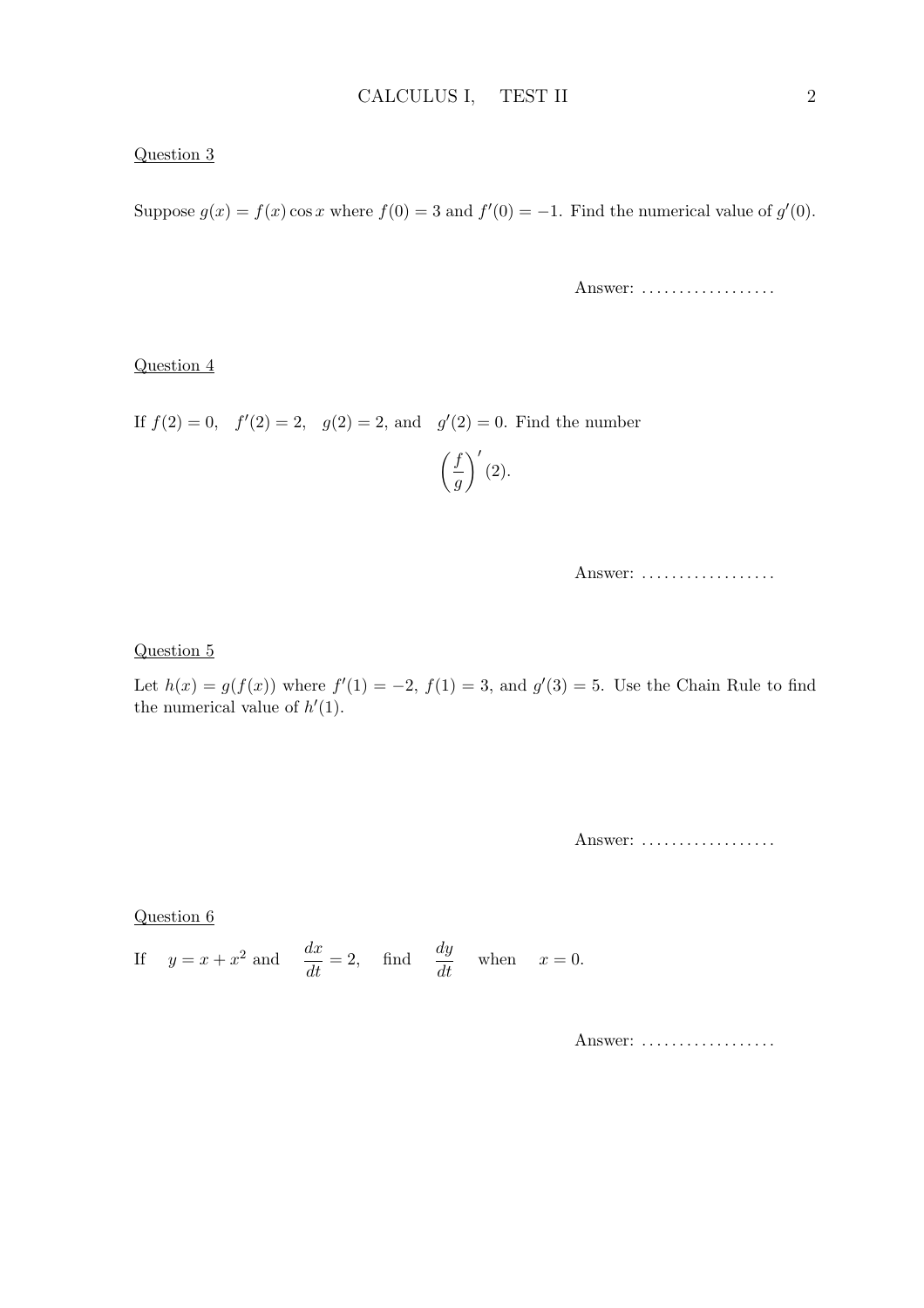Question 3

Suppose $g(x) = f(x)\cos x$ where $f(0) = 3$ and $f'(0) = -1$. Find the numerical value of $g'(0)$.

Answer: ..................

Question 4

If $f(2) = 0$, $f'(2) = 2$, $g(2) = 2$, and $g'(2) = 0$. Find the number

$$\left(\frac{f}{g}\right)'(2).$$

Answer: ..................

Question 5

Let $h(x) = g(f(x))$ where $f'(1) = -2$, $f(1) = 3$, and $g'(3) = 5$. Use the Chain Rule to find the numerical value of $h'(1)$.

Answer: ..................

Question 6

If $y = x + x^2$ and $\dfrac{dx}{dt} = 2$, find $\dfrac{dy}{dt}$ when $x = 0$.

Answer: ..................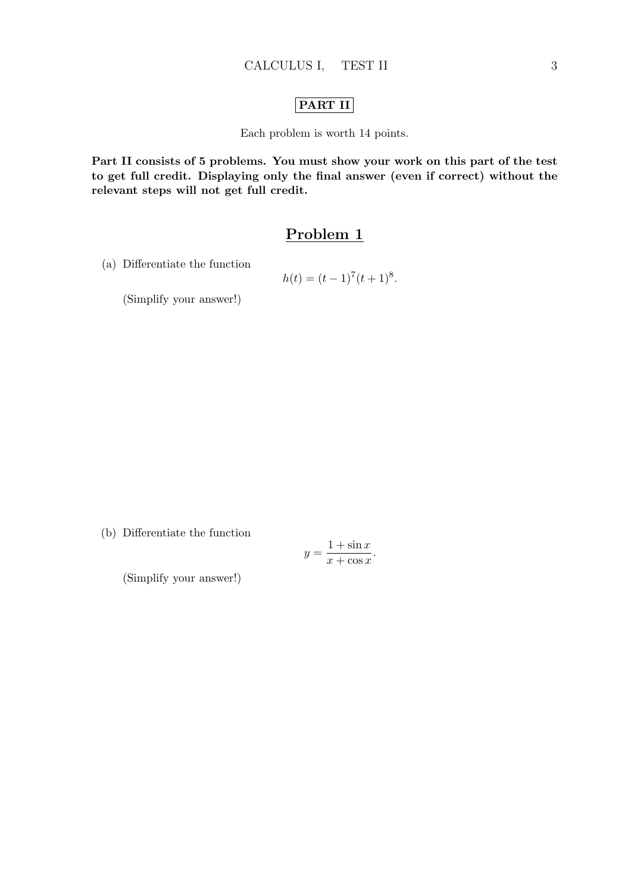**PART II**

Each problem is worth 14 points.

**Part II consists of 5 problems. You must show your work on this part of the test to get full credit. Displaying only the final answer (even if correct) without the relevant steps will not get full credit.**

## Problem 1

(a) Differentiate the function

$$h(t) = (t-1)^7(t+1)^8.$$

(Simplify your answer!)

(b) Differentiate the function

$$y = \frac{1+\sin x}{x+\cos x}.$$

(Simplify your answer!)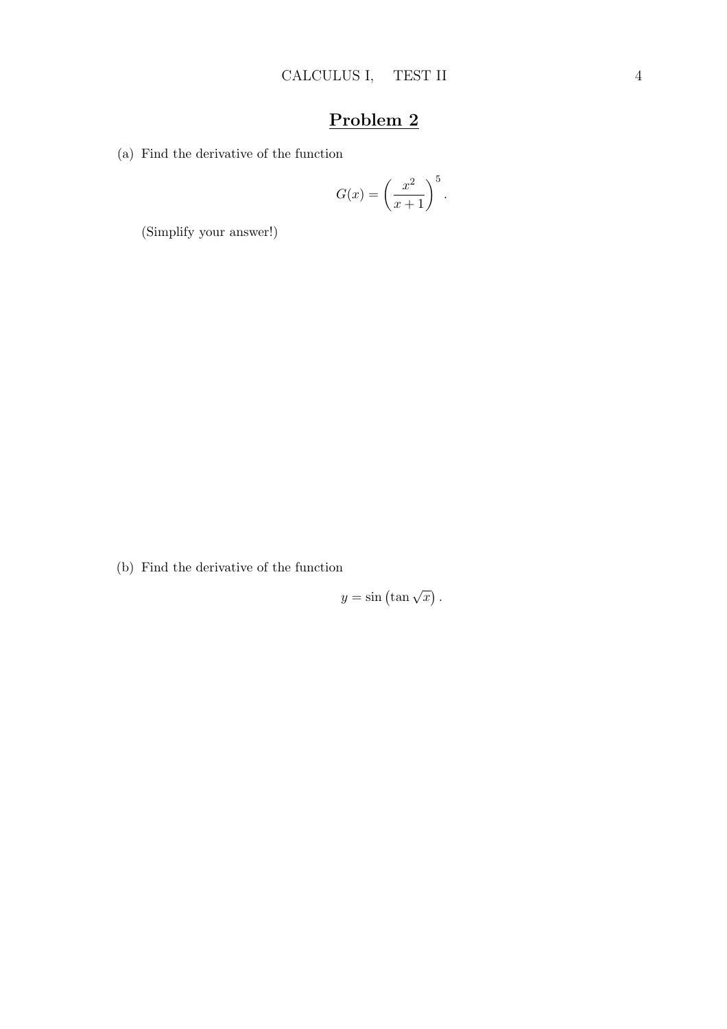## Problem 2

(a) Find the derivative of the function

$$G(x) = \left( \frac{x^2}{x+1} \right)^5 .$$

(Simplify your answer!)

(b) Find the derivative of the function

$$y = \sin\left(\tan \sqrt{x}\right) .$$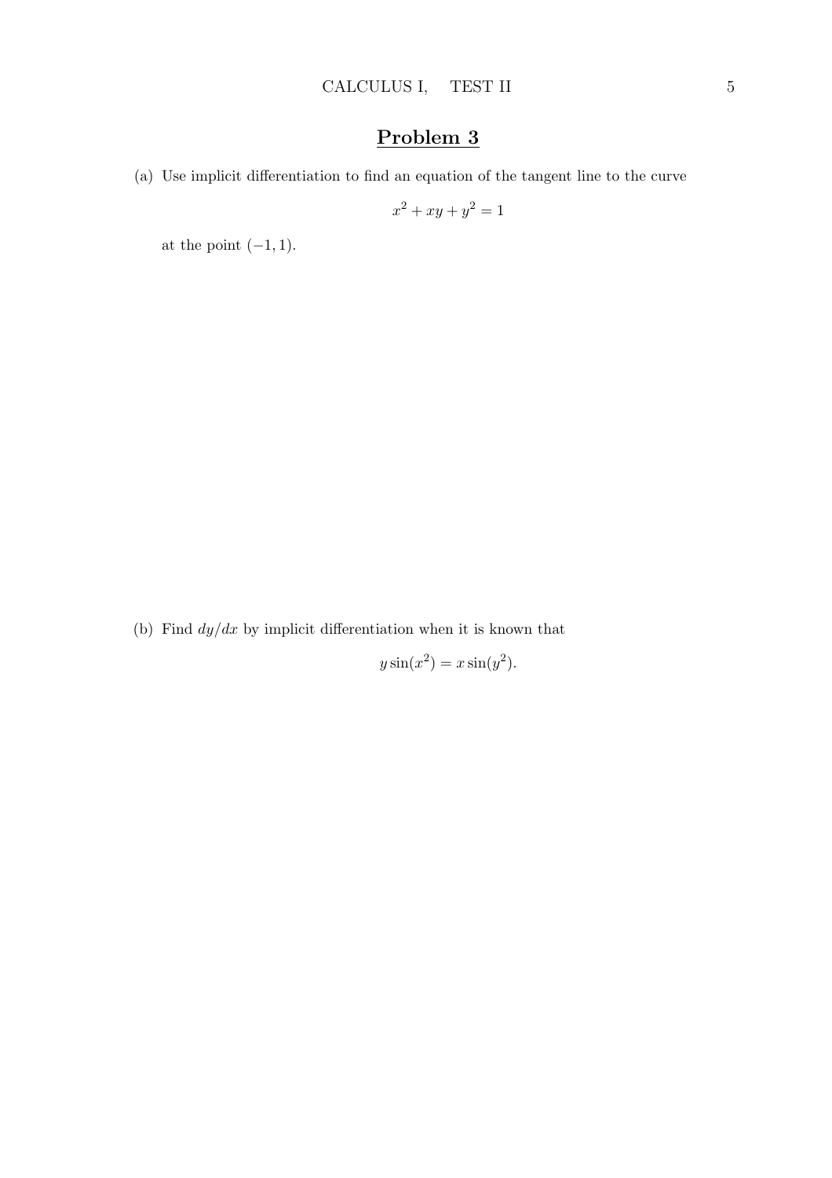# Problem 3

(a) Use implicit differentiation to find an equation of the tangent line to the curve

$$x^2 + xy + y^2 = 1$$

at the point $(-1, 1)$.

(b) Find $dy/dx$ by implicit differentiation when it is known that

$$y \sin(x^2) = x \sin(y^2).$$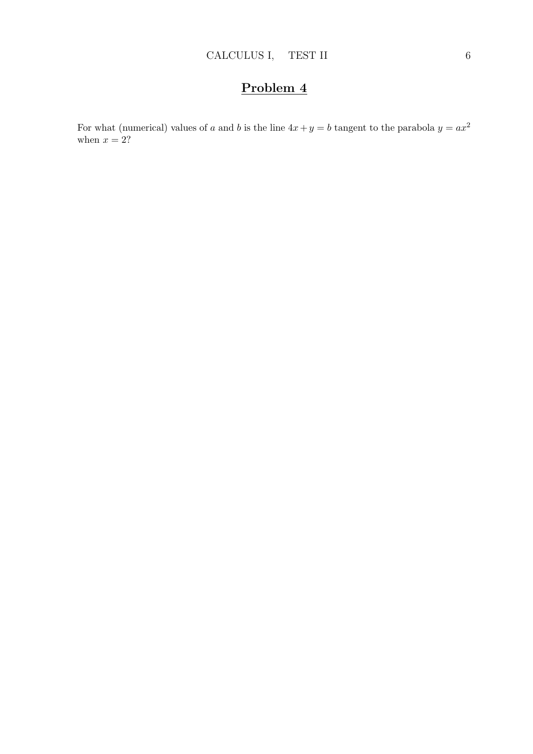# Problem 4

For what (numerical) values of $a$ and $b$ is the line $4x + y = b$ tangent to the parabola $y = ax^2$ when $x = 2$?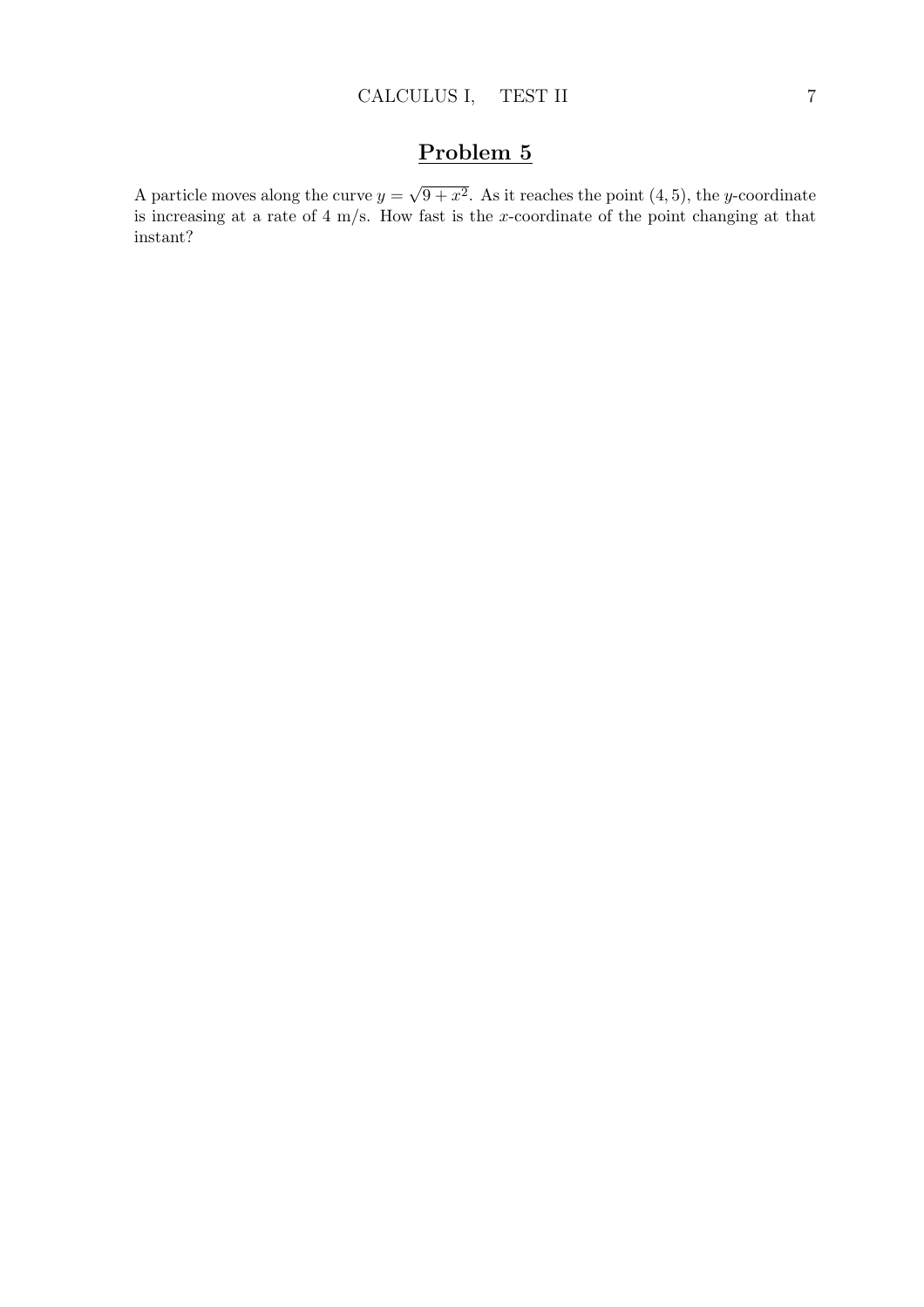## Problem 5

A particle moves along the curve $y = \sqrt{9 + x^2}$. As it reaches the point $(4, 5)$, the $y$-coordinate is increasing at a rate of 4 m/s. How fast is the $x$-coordinate of the point changing at that instant?